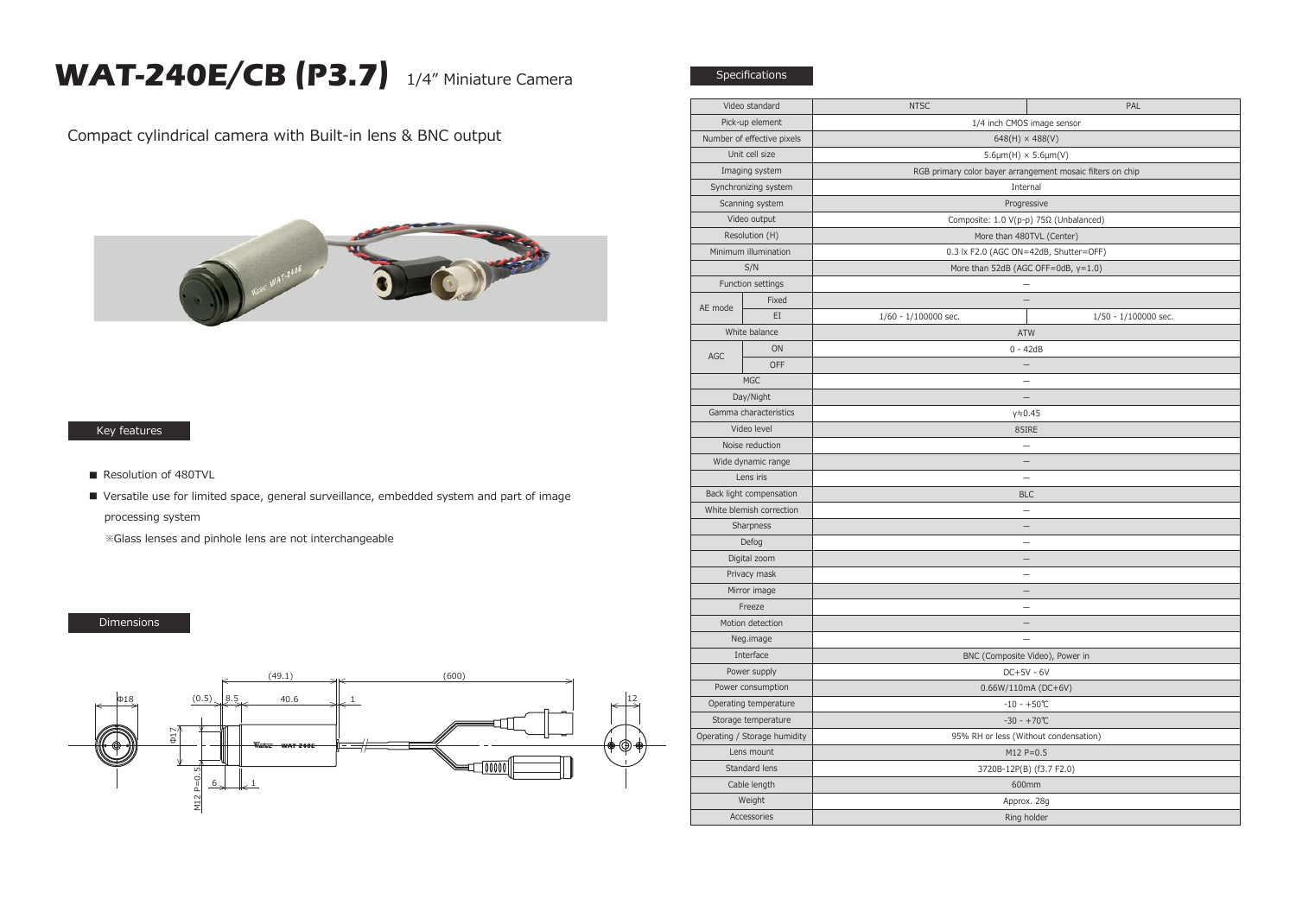# WAT-240E/CB (P3.7) 1/4" Miniature Camera

Compact cylindrical camera with Built-in lens & BNC output

## Key features

- Resolution of 480TVL
- Versatile use for limited space, general surveillance, embedded system and part of image processing system

※Glass lenses and pinhole lens are not interchangeable

## Dimensions

## Specifications

| | | NTSC | PAL |
|---|---|---|---|
| Video standard | | NTSC | PAL |
| Pick-up element | | 1/4 inch CMOS image sensor | |
| Number of effective pixels | | 648(H) × 488(V) | |
| Unit cell size | | 5.6μm(H) × 5.6μm(V) | |
| Imaging system | | RGB primary color bayer arrangement mosaic filters on chip | |
| Synchronizing system | | Internal | |
| Scanning system | | Progressive | |
| Video output | | Composite: 1.0 V(p-p) 75Ω (Unbalanced) | |
| Resolution (H) | | More than 480TVL (Center) | |
| Minimum illumination | | 0.3 lx F2.0 (AGC ON=42dB, Shutter=OFF) | |
| S/N | | More than 52dB (AGC OFF=0dB, γ=1.0) | |
| Function settings | | – | |
| AE mode | Fixed | – | |
| | EI | 1/60 - 1/100000 sec. | 1/50 - 1/100000 sec. |
| White balance | | ATW | |
| AGC | ON | 0 - 42dB | |
| | OFF | – | |
| MGC | | – | |
| Day/Night | | – | |
| Gamma characteristics | | γ≒0.45 | |
| Video level | | 85IRE | |
| Noise reduction | | – | |
| Wide dynamic range | | – | |
| Lens iris | | – | |
| Back light compensation | | BLC | |
| White blemish correction | | – | |
| Sharpness | | – | |
| Defog | | – | |
| Digital zoom | | – | |
| Privacy mask | | – | |
| Mirror image | | – | |
| Freeze | | – | |
| Motion detection | | – | |
| Neg.image | | – | |
| Interface | | BNC (Composite Video), Power in | |
| Power supply | | DC+5V - 6V | |
| Power consumption | | 0.66W/110mA (DC+6V) | |
| Operating temperature | | -10 - +50℃ | |
| Storage temperature | | -30 - +70℃ | |
| Operating / Storage humidity | | 95% RH or less (Without condensation) | |
| Lens mount | | M12 P=0.5 | |
| Standard lens | | 3720B-12P(B) (f3.7 F2.0) | |
| Cable length | | 600mm | |
| Weight | | Approx. 28g | |
| Accessories | | Ring holder | |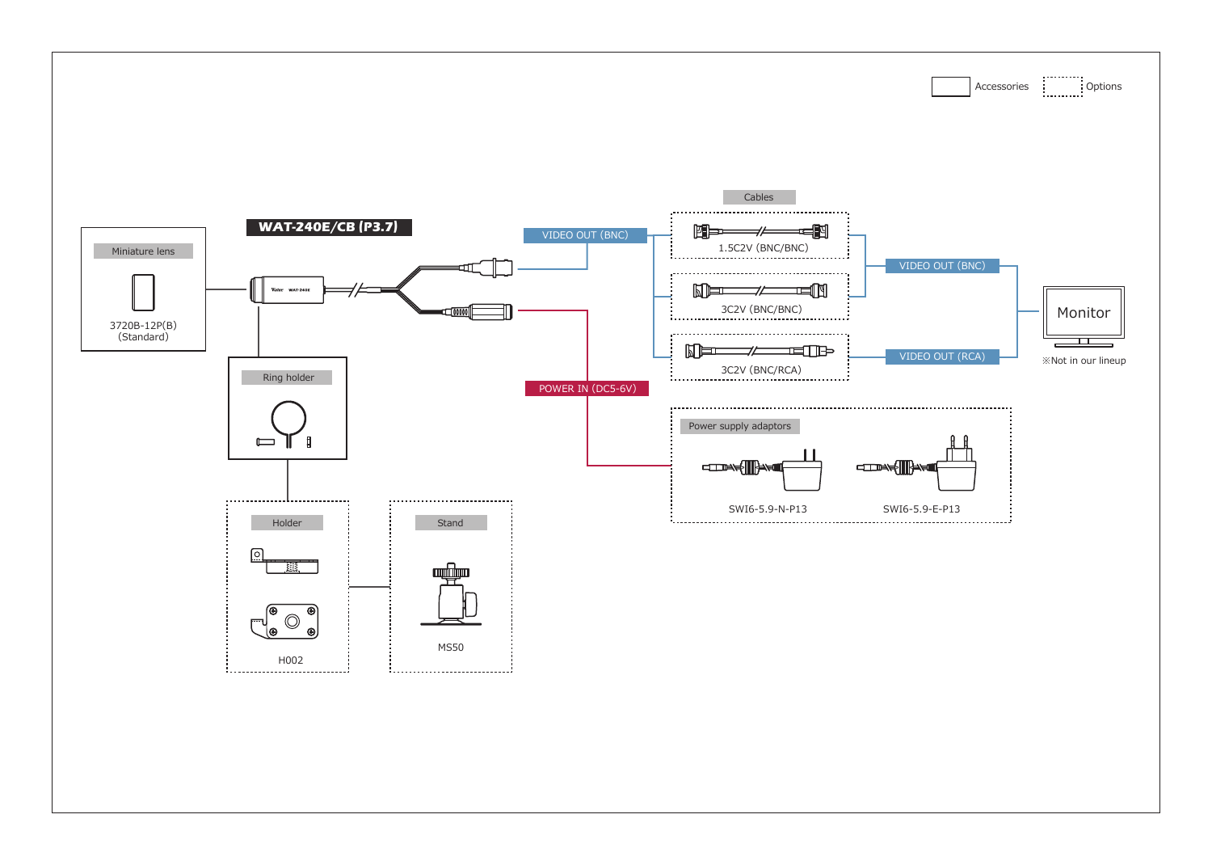Accessories
Options

**WAT-240E/CB (P3.7)**

Miniature lens

3720B-12P(B)
(Standard)

Ring holder

Holder

H002

Stand

MS50

VIDEO OUT (BNC)

POWER IN (DC5-6V)

Cables

1.5C2V (BNC/BNC)

3C2V (BNC/BNC)

3C2V (BNC/RCA)

VIDEO OUT (BNC)

VIDEO OUT (RCA)

Monitor

※Not in our lineup

Power supply adaptors

SWI6-5.9-N-P13

SWI6-5.9-E-P13